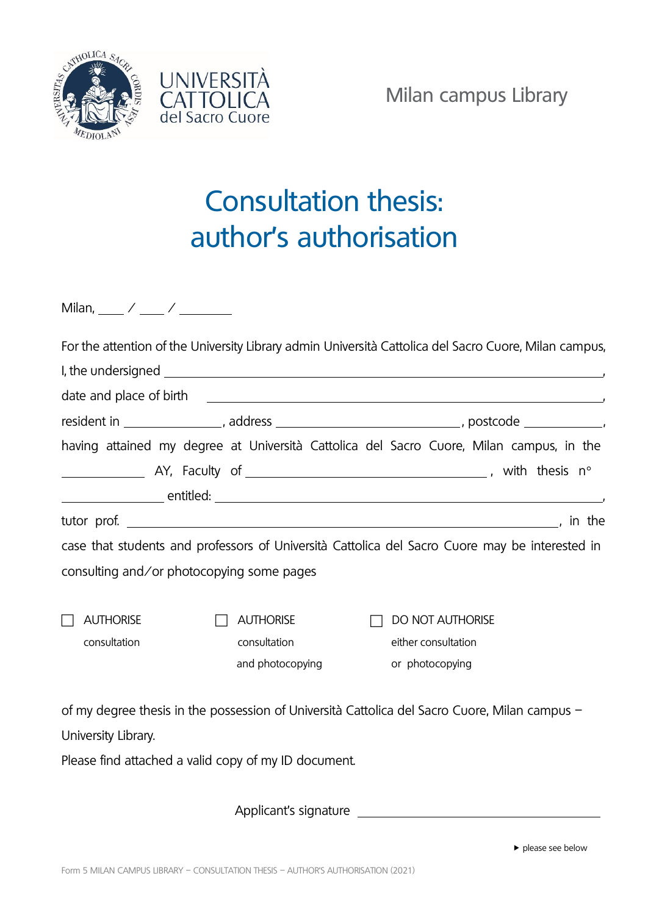UNIVERSITÀ CATTOLICA del Sacro Cuore

Milan campus Library

# Consultation thesis: author's authorisation

Milan, ____ / ____ / ________

For the attention of the University Library admin Università Cattolica del Sacro Cuore, Milan campus,

I, the undersigned ____________________________________________________________,

date and place of birth ____________________________________________________________,

resident in ______________, address __________________________, postcode ___________,

having attained my degree at Università Cattolica del Sacro Cuore, Milan campus, in the ____________ AY, Faculty of __________________________________, with thesis n° ______________ entitled: ____________________________________________________________,

tutor prof. ____________________________________________________________, in the case that students and professors of Università Cattolica del Sacro Cuore may be interested in consulting and/or photocopying some pages

☐ AUTHORISE consultation

☐ AUTHORISE consultation and photocopying

☐ DO NOT AUTHORISE either consultation or photocopying

of my degree thesis in the possession of Università Cattolica del Sacro Cuore, Milan campus – University Library.

Please find attached a valid copy of my ID document.

Applicant's signature ______________________________

▶ please see below

Form 5 MILAN CAMPUS LIBRARY – CONSULTATION THESIS – AUTHOR'S AUTHORISATION (2021)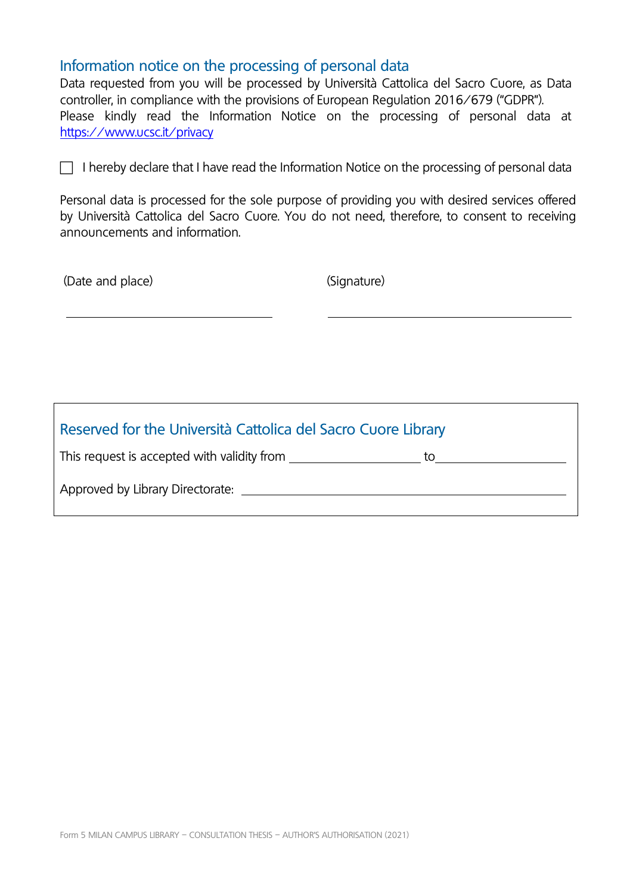## Information notice on the processing of personal data

Data requested from you will be processed by Università Cattolica del Sacro Cuore, as Data controller, in compliance with the provisions of European Regulation 2016/679 ("GDPR").
Please kindly read the Information Notice on the processing of personal data at https://www.ucsc.it/privacy

☐ I hereby declare that I have read the Information Notice on the processing of personal data

Personal data is processed for the sole purpose of providing you with desired services offered by Università Cattolica del Sacro Cuore. You do not need, therefore, to consent to receiving announcements and information.

(Date and place) ______________________ (Signature) ______________________

## Reserved for the Università Cattolica del Sacro Cuore Library

This request is accepted with validity from ______________ to ______________

Approved by Library Directorate: ______________________

Form 5 MILAN CAMPUS LIBRARY – CONSULTATION THESIS – AUTHOR'S AUTHORISATION (2021)